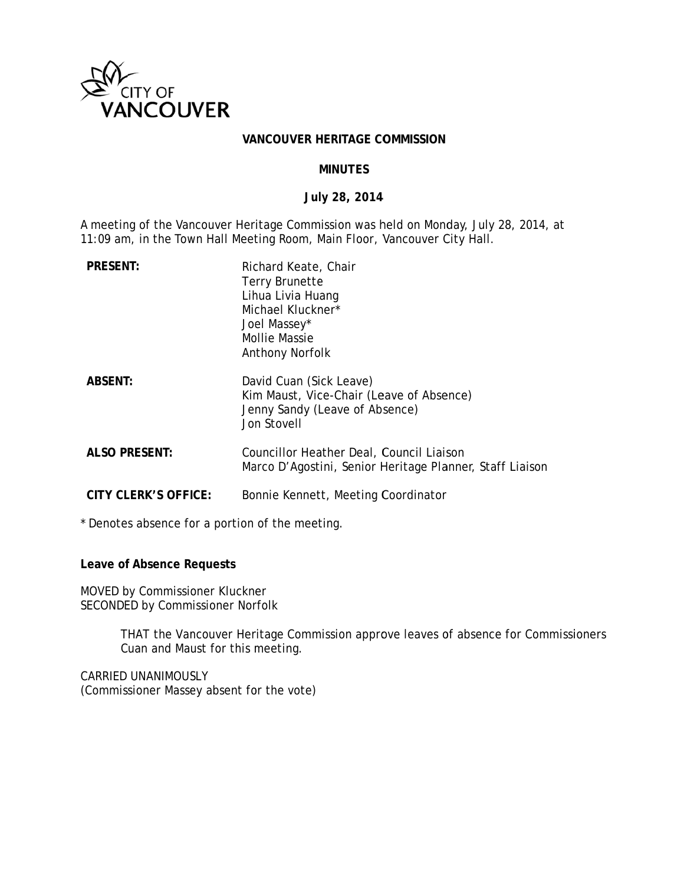# VANCOUVER HERITAGE COMMISSION

## MINUTES

### July 28, 2014

A meeting of the Vancouver Heritage Commission was held on Monday, July 28, 2014, at 11:09 am, in the Town Hall Meeting Room, Main Floor, Vancouver City Hall.

**PRESENT:**
Richard Keate, Chair
Terry Brunette
Lihua Livia Huang
Michael Kluckner*
Joel Massey*
Mollie Massie
Anthony Norfolk

**ABSENT:**
David Cuan (Sick Leave)
Kim Maust, Vice-Chair (Leave of Absence)
Jenny Sandy (Leave of Absence)
Jon Stovell

**ALSO PRESENT:**
Councillor Heather Deal, Council Liaison
Marco D'Agostini, Senior Heritage Planner, Staff Liaison

**CITY CLERK'S OFFICE:**
Bonnie Kennett, Meeting Coordinator

\* Denotes absence for a portion of the meeting.

**Leave of Absence Requests**

MOVED by Commissioner Kluckner
SECONDED by Commissioner Norfolk

> THAT the Vancouver Heritage Commission approve leaves of absence for Commissioners Cuan and Maust for this meeting.

CARRIED UNANIMOUSLY
(Commissioner Massey absent for the vote)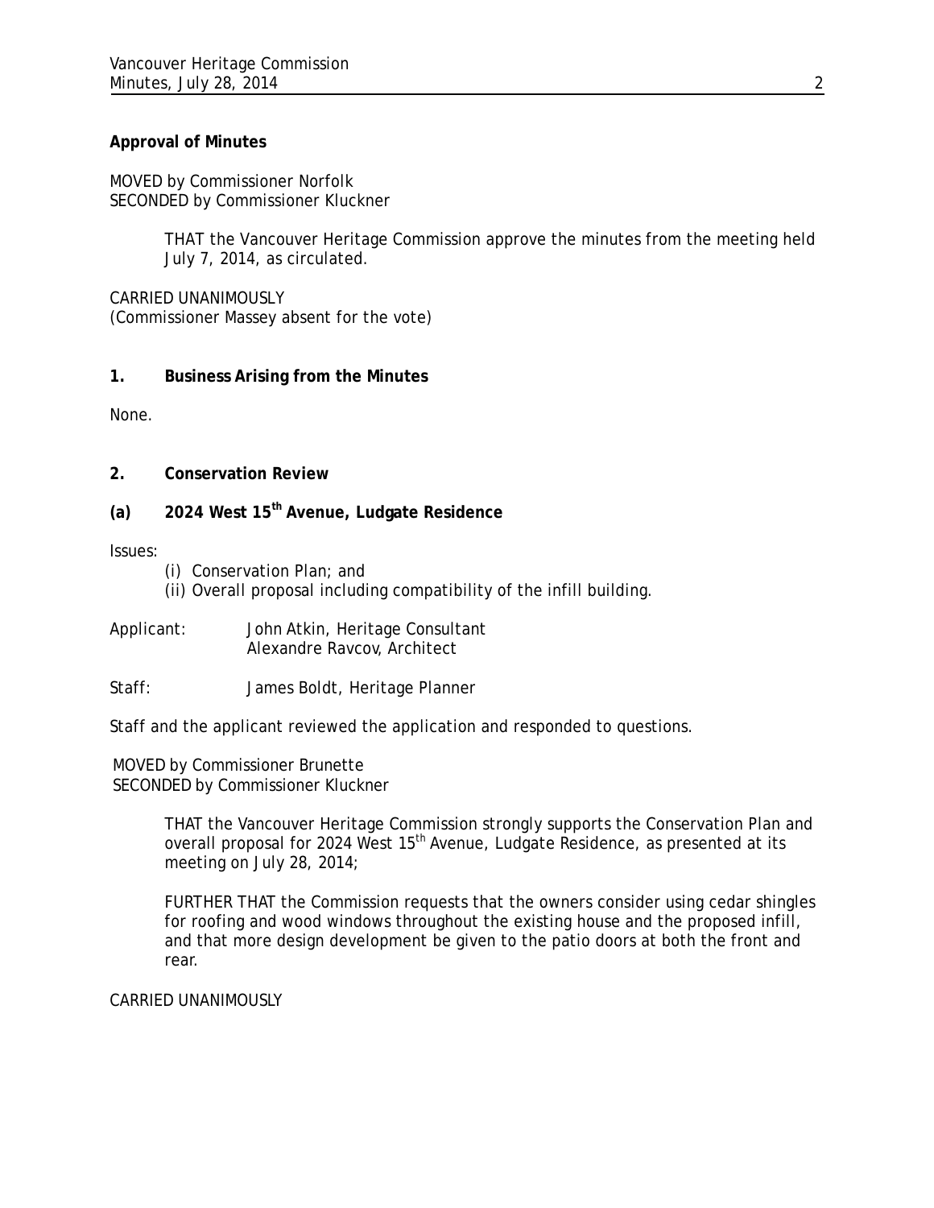**Approval of Minutes**

MOVED by Commissioner Norfolk
SECONDED by Commissioner Kluckner

> THAT the Vancouver Heritage Commission approve the minutes from the meeting held July 7, 2014, as circulated.

CARRIED UNANIMOUSLY
(Commissioner Massey absent for the vote)

**1. Business Arising from the Minutes**

None.

**2. Conservation Review**

**(a) 2024 West 15th Avenue, Ludgate Residence**

Issues:

(i) Conservation Plan; and
(ii) Overall proposal including compatibility of the infill building.

Applicant: John Atkin, Heritage Consultant
Alexandre Ravcov, Architect

Staff: James Boldt, Heritage Planner

Staff and the applicant reviewed the application and responded to questions.

MOVED by Commissioner Brunette
SECONDED by Commissioner Kluckner

> THAT the Vancouver Heritage Commission strongly supports the Conservation Plan and overall proposal for 2024 West 15th Avenue, Ludgate Residence, as presented at its meeting on July 28, 2014;
>
> FURTHER THAT the Commission requests that the owners consider using cedar shingles for roofing and wood windows throughout the existing house and the proposed infill, and that more design development be given to the patio doors at both the front and rear.

CARRIED UNANIMOUSLY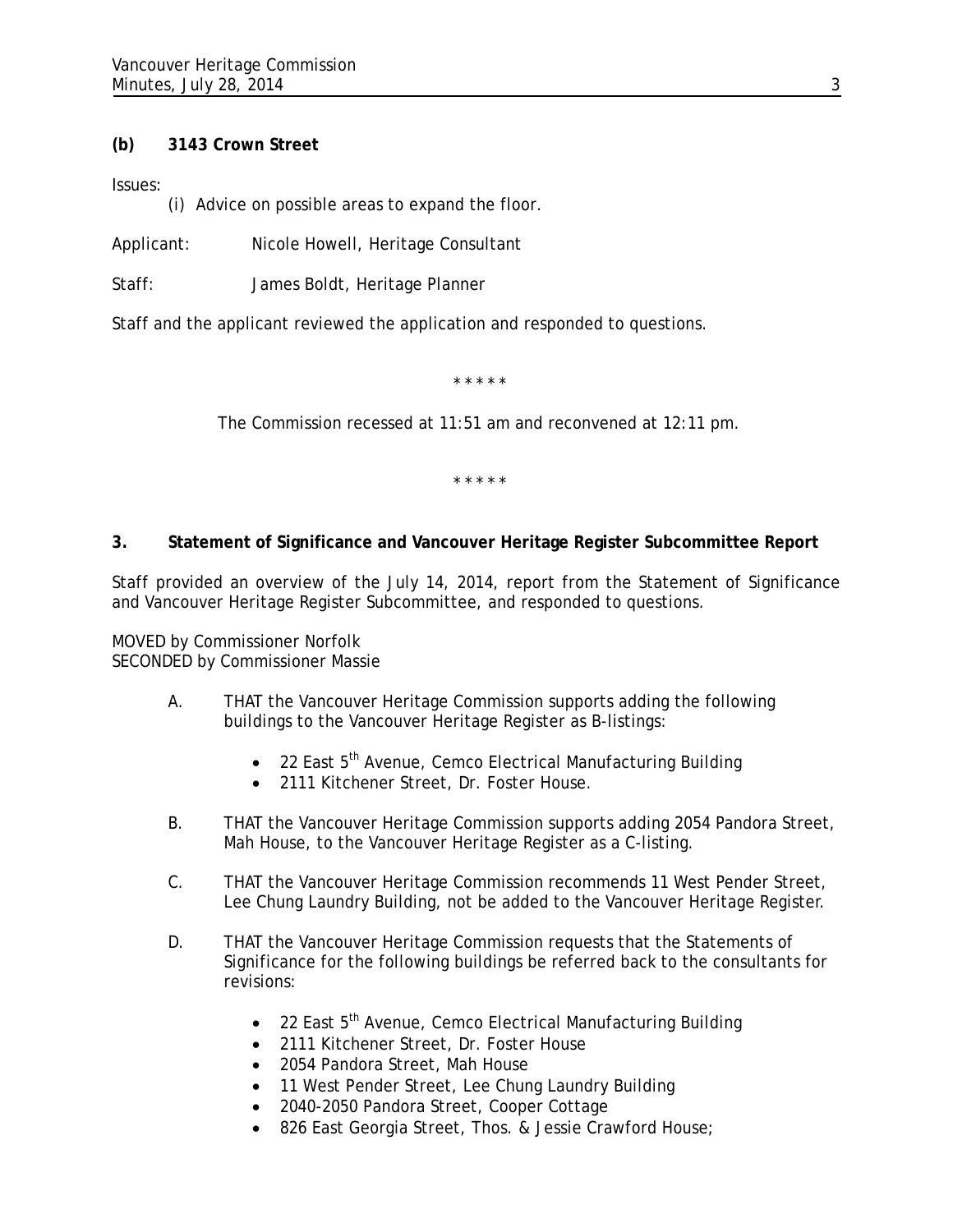**(b) 3143 Crown Street**

Issues:

(i) Advice on possible areas to expand the floor.

Applicant: Nicole Howell, Heritage Consultant

Staff: James Boldt, Heritage Planner

Staff and the applicant reviewed the application and responded to questions.

\* \* \* \* \*

The Commission recessed at 11:51 am and reconvened at 12:11 pm.

\* \* \* \* \*

**3. Statement of Significance and Vancouver Heritage Register Subcommittee Report**

Staff provided an overview of the July 14, 2014, report from the Statement of Significance and Vancouver Heritage Register Subcommittee, and responded to questions.

MOVED by Commissioner Norfolk
SECONDED by Commissioner Massie

A. THAT the Vancouver Heritage Commission supports adding the following buildings to the Vancouver Heritage Register as B-listings:

- 22 East 5th Avenue, Cemco Electrical Manufacturing Building
- 2111 Kitchener Street, Dr. Foster House.

B. THAT the Vancouver Heritage Commission supports adding 2054 Pandora Street, Mah House, to the Vancouver Heritage Register as a C-listing.

C. THAT the Vancouver Heritage Commission recommends 11 West Pender Street, Lee Chung Laundry Building, not be added to the Vancouver Heritage Register.

D. THAT the Vancouver Heritage Commission requests that the Statements of Significance for the following buildings be referred back to the consultants for revisions:

- 22 East 5th Avenue, Cemco Electrical Manufacturing Building
- 2111 Kitchener Street, Dr. Foster House
- 2054 Pandora Street, Mah House
- 11 West Pender Street, Lee Chung Laundry Building
- 2040-2050 Pandora Street, Cooper Cottage
- 826 East Georgia Street, Thos. & Jessie Crawford House;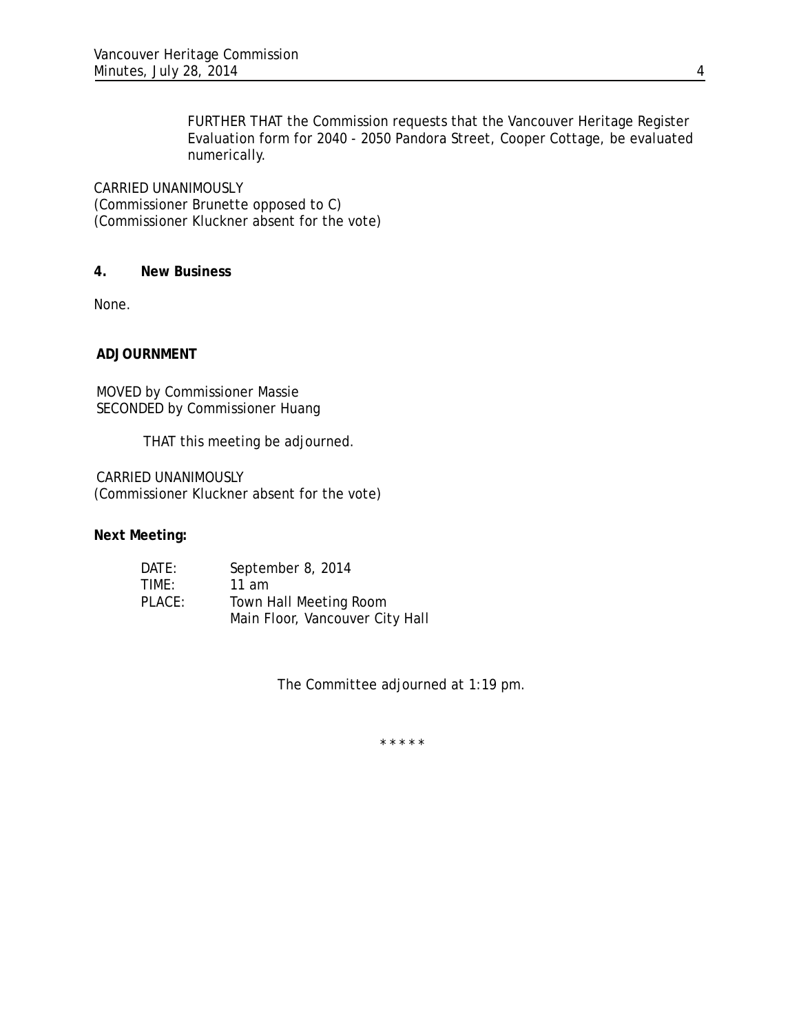FURTHER THAT the Commission requests that the Vancouver Heritage Register Evaluation form for 2040 - 2050 Pandora Street, Cooper Cottage, be evaluated numerically.

CARRIED UNANIMOUSLY
(Commissioner Brunette opposed to C)
(Commissioner Kluckner absent for the vote)

**4. New Business**

None.

**ADJOURNMENT**

MOVED by Commissioner Massie
SECONDED by Commissioner Huang

THAT this meeting be adjourned.

CARRIED UNANIMOUSLY
(Commissioner Kluckner absent for the vote)

**Next Meeting:**

| | |
|---|---|
| DATE: | September 8, 2014 |
| TIME: | 11 am |
| PLACE: | Town Hall Meeting Room<br>Main Floor, Vancouver City Hall |

The Committee adjourned at 1:19 pm.

\* \* \* \* \*